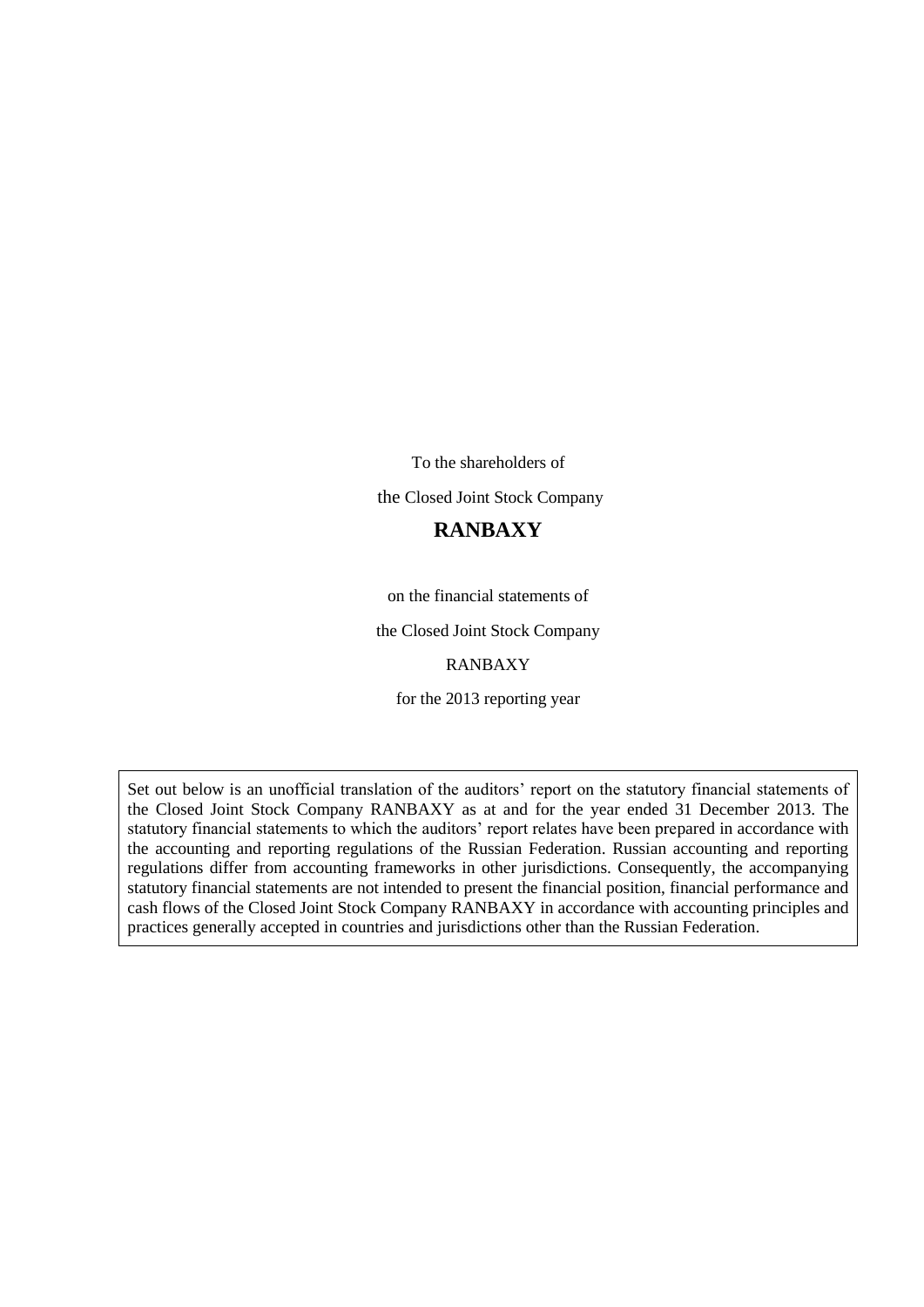To the shareholders of

the Closed Joint Stock Company

**RANBAXY**

on the financial statements of

the Closed Joint Stock Company

RANBAXY

for the 2013 reporting year

> Set out below is an unofficial translation of the auditors' report on the statutory financial statements of the Closed Joint Stock Company RANBAXY as at and for the year ended 31 December 2013. The statutory financial statements to which the auditors' report relates have been prepared in accordance with the accounting and reporting regulations of the Russian Federation. Russian accounting and reporting regulations differ from accounting frameworks in other jurisdictions. Consequently, the accompanying statutory financial statements are not intended to present the financial position, financial performance and cash flows of the Closed Joint Stock Company RANBAXY in accordance with accounting principles and practices generally accepted in countries and jurisdictions other than the Russian Federation.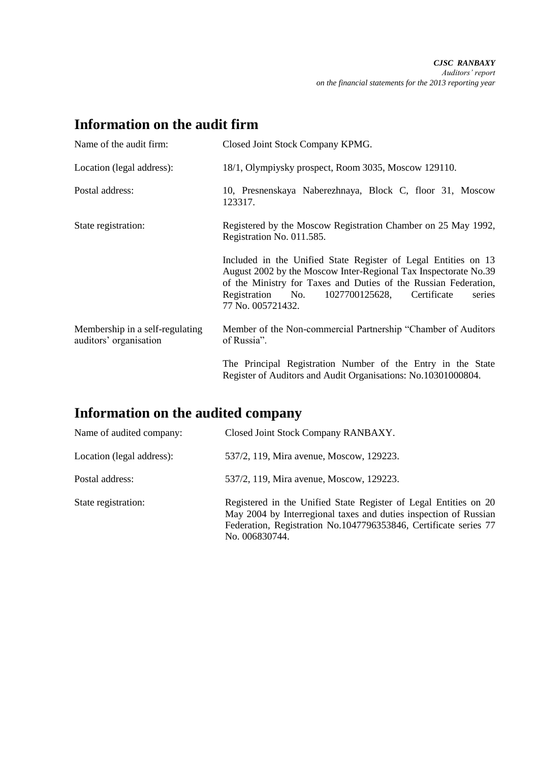## Information on the audit firm

| | |
|---|---|
| Name of the audit firm: | Closed Joint Stock Company KPMG. |
| Location (legal address): | 18/1, Olympiysky prospect, Room 3035, Moscow 129110. |
| Postal address: | 10, Presnenskaya Naberezhnaya, Block C, floor 31, Moscow 123317. |
| State registration: | Registered by the Moscow Registration Chamber on 25 May 1992, Registration No. 011.585. |
| | Included in the Unified State Register of Legal Entities on 13 August 2002 by the Moscow Inter-Regional Tax Inspectorate No.39 of the Ministry for Taxes and Duties of the Russian Federation, Registration No. 1027700125628, Certificate series 77 No. 005721432. |
| Membership in a self-regulating auditors' organisation | Member of the Non-commercial Partnership "Chamber of Auditors of Russia". |
| | The Principal Registration Number of the Entry in the State Register of Auditors and Audit Organisations: No.10301000804. |

## Information on the audited company

| | |
|---|---|
| Name of audited company: | Closed Joint Stock Company RANBAXY. |
| Location (legal address): | 537/2, 119, Mira avenue, Moscow, 129223. |
| Postal address: | 537/2, 119, Mira avenue, Moscow, 129223. |
| State registration: | Registered in the Unified State Register of Legal Entities on 20 May 2004 by Interregional taxes and duties inspection of Russian Federation, Registration No.1047796353846, Certificate series 77 No. 006830744. |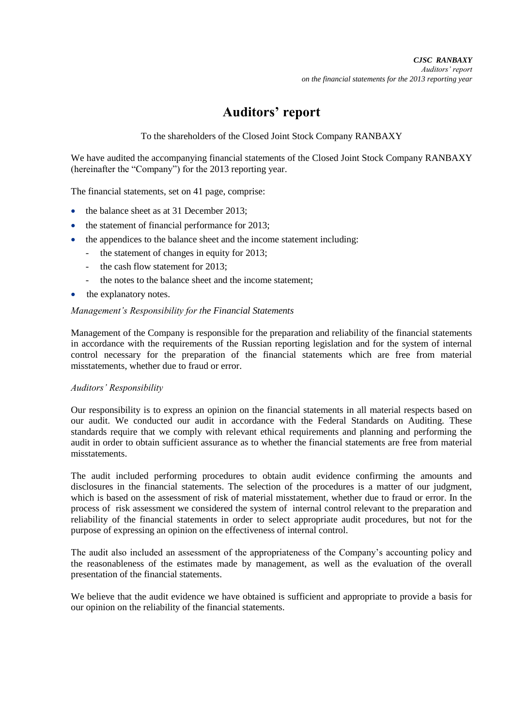# Auditors' report

To the shareholders of the Closed Joint Stock Company RANBAXY

We have audited the accompanying financial statements of the Closed Joint Stock Company RANBAXY (hereinafter the "Company") for the 2013 reporting year.

The financial statements, set on 41 page, comprise:

- the balance sheet as at 31 December 2013;
- the statement of financial performance for 2013;
- the appendices to the balance sheet and the income statement including:
  - the statement of changes in equity for 2013;
  - the cash flow statement for 2013;
  - the notes to the balance sheet and the income statement;
- the explanatory notes.

*Management's Responsibility for the Financial Statements*

Management of the Company is responsible for the preparation and reliability of the financial statements in accordance with the requirements of the Russian reporting legislation and for the system of internal control necessary for the preparation of the financial statements which are free from material misstatements, whether due to fraud or error.

*Auditors' Responsibility*

Our responsibility is to express an opinion on the financial statements in all material respects based on our audit. We conducted our audit in accordance with the Federal Standards on Auditing. These standards require that we comply with relevant ethical requirements and planning and performing the audit in order to obtain sufficient assurance as to whether the financial statements are free from material misstatements.

The audit included performing procedures to obtain audit evidence confirming the amounts and disclosures in the financial statements. The selection of the procedures is a matter of our judgment, which is based on the assessment of risk of material misstatement, whether due to fraud or error. In the process of risk assessment we considered the system of internal control relevant to the preparation and reliability of the financial statements in order to select appropriate audit procedures, but not for the purpose of expressing an opinion on the effectiveness of internal control.

The audit also included an assessment of the appropriateness of the Company's accounting policy and the reasonableness of the estimates made by management, as well as the evaluation of the overall presentation of the financial statements.

We believe that the audit evidence we have obtained is sufficient and appropriate to provide a basis for our opinion on the reliability of the financial statements.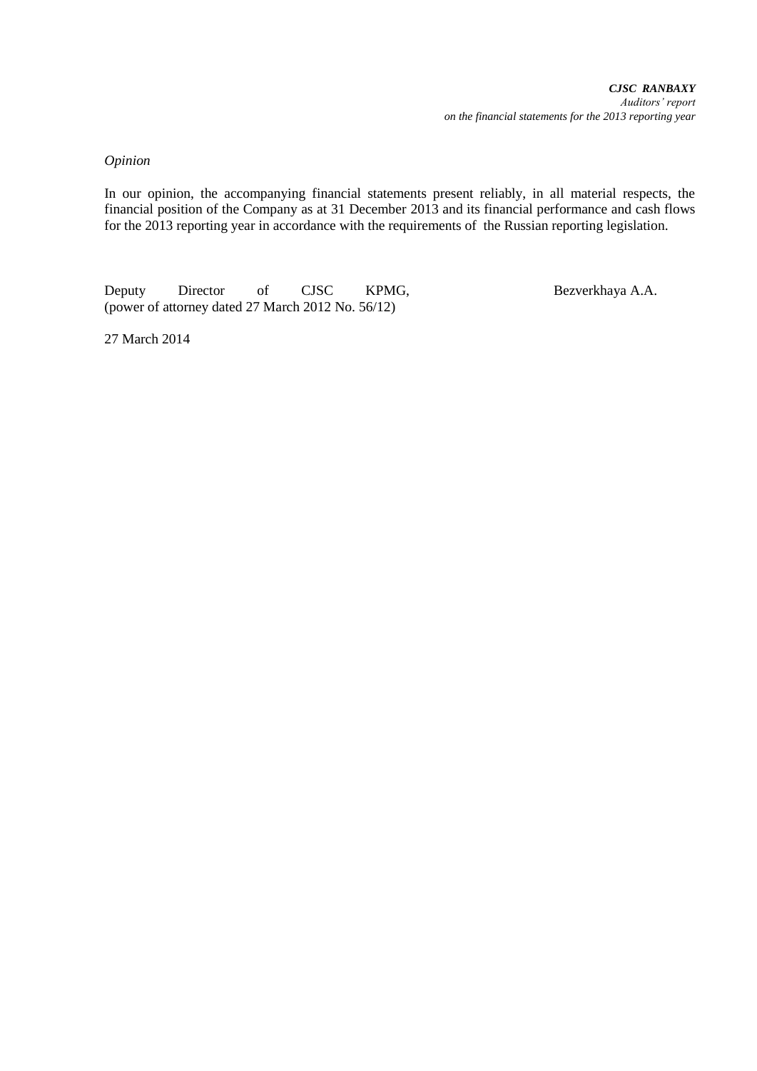*Opinion*

In our opinion, the accompanying financial statements present reliably, in all material respects, the financial position of the Company as at 31 December 2013 and its financial performance and cash flows for the 2013 reporting year in accordance with the requirements of the Russian reporting legislation.

Deputy Director of CJSC KPMG, Bezverkhaya A.A.
(power of attorney dated 27 March 2012 No. 56/12)

27 March 2014